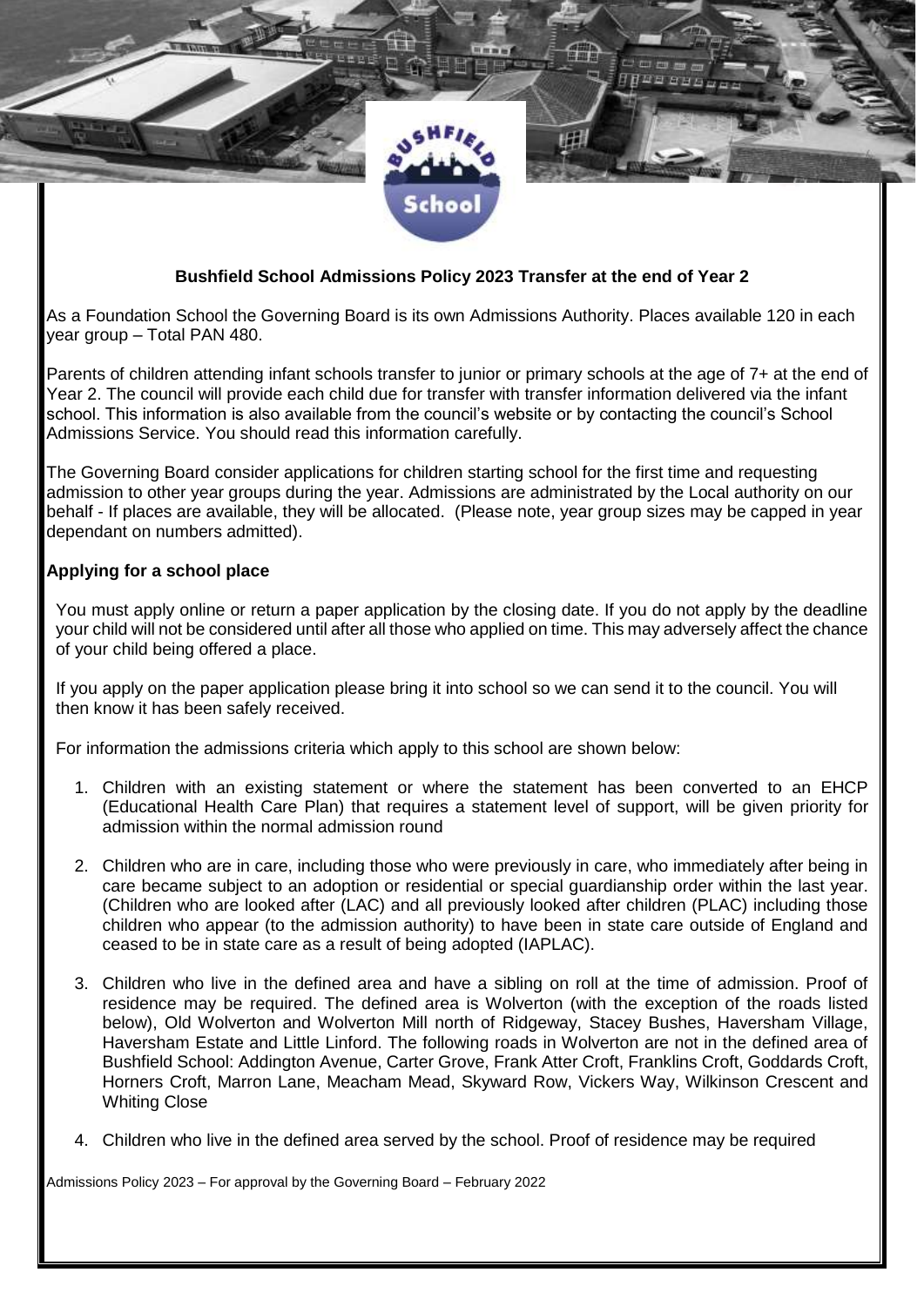**Bushfield School Admissions Policy 2023 Transfer at the end of Year 2**

As a Foundation School the Governing Board is its own Admissions Authority. Places available 120 in each year group – Total PAN 480.

Parents of children attending infant schools transfer to junior or primary schools at the age of 7+ at the end of Year 2. The council will provide each child due for transfer with transfer information delivered via the infant school. This information is also available from the council's website or by contacting the council's School Admissions Service. You should read this information carefully.

The Governing Board consider applications for children starting school for the first time and requesting admission to other year groups during the year. Admissions are administrated by the Local authority on our behalf - If places are available, they will be allocated. (Please note, year group sizes may be capped in year dependant on numbers admitted).

**Applying for a school place**

You must apply online or return a paper application by the closing date. If you do not apply by the deadline your child will not be considered until after all those who applied on time. This may adversely affect the chance of your child being offered a place.

If you apply on the paper application please bring it into school so we can send it to the council. You will then know it has been safely received.

For information the admissions criteria which apply to this school are shown below:

1. Children with an existing statement or where the statement has been converted to an EHCP (Educational Health Care Plan) that requires a statement level of support, will be given priority for admission within the normal admission round
2. Children who are in care, including those who were previously in care, who immediately after being in care became subject to an adoption or residential or special guardianship order within the last year. (Children who are looked after (LAC) and all previously looked after children (PLAC) including those children who appear (to the admission authority) to have been in state care outside of England and ceased to be in state care as a result of being adopted (IAPLAC).
3. Children who live in the defined area and have a sibling on roll at the time of admission. Proof of residence may be required. The defined area is Wolverton (with the exception of the roads listed below), Old Wolverton and Wolverton Mill north of Ridgeway, Stacey Bushes, Haversham Village, Haversham Estate and Little Linford. The following roads in Wolverton are not in the defined area of Bushfield School: Addington Avenue, Carter Grove, Frank Atter Croft, Franklins Croft, Goddards Croft, Horners Croft, Marron Lane, Meacham Mead, Skyward Row, Vickers Way, Wilkinson Crescent and Whiting Close
4. Children who live in the defined area served by the school. Proof of residence may be required

Admissions Policy 2023 – For approval by the Governing Board – February 2022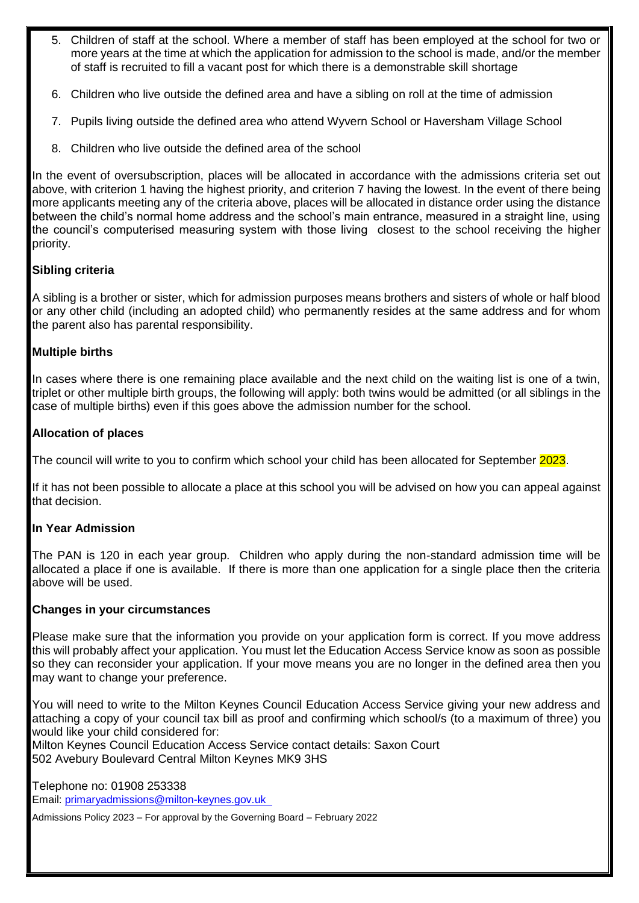5. Children of staff at the school. Where a member of staff has been employed at the school for two or more years at the time at which the application for admission to the school is made, and/or the member of staff is recruited to fill a vacant post for which there is a demonstrable skill shortage

6. Children who live outside the defined area and have a sibling on roll at the time of admission

7. Pupils living outside the defined area who attend Wyvern School or Haversham Village School

8. Children who live outside the defined area of the school

In the event of oversubscription, places will be allocated in accordance with the admissions criteria set out above, with criterion 1 having the highest priority, and criterion 7 having the lowest. In the event of there being more applicants meeting any of the criteria above, places will be allocated in distance order using the distance between the child's normal home address and the school's main entrance, measured in a straight line, using the council's computerised measuring system with those living closest to the school receiving the higher priority.

**Sibling criteria**

A sibling is a brother or sister, which for admission purposes means brothers and sisters of whole or half blood or any other child (including an adopted child) who permanently resides at the same address and for whom the parent also has parental responsibility.

**Multiple births**

In cases where there is one remaining place available and the next child on the waiting list is one of a twin, triplet or other multiple birth groups, the following will apply: both twins would be admitted (or all siblings in the case of multiple births) even if this goes above the admission number for the school.

**Allocation of places**

The council will write to you to confirm which school your child has been allocated for September 2023.

If it has not been possible to allocate a place at this school you will be advised on how you can appeal against that decision.

**In Year Admission**

The PAN is 120 in each year group. Children who apply during the non-standard admission time will be allocated a place if one is available. If there is more than one application for a single place then the criteria above will be used.

**Changes in your circumstances**

Please make sure that the information you provide on your application form is correct. If you move address this will probably affect your application. You must let the Education Access Service know as soon as possible so they can reconsider your application. If your move means you are no longer in the defined area then you may want to change your preference.

You will need to write to the Milton Keynes Council Education Access Service giving your new address and attaching a copy of your council tax bill as proof and confirming which school/s (to a maximum of three) you would like your child considered for:
Milton Keynes Council Education Access Service contact details: Saxon Court
502 Avebury Boulevard Central Milton Keynes MK9 3HS

Telephone no: 01908 253338
Email: primaryadmissions@milton-keynes.gov.uk

Admissions Policy 2023 – For approval by the Governing Board – February 2022